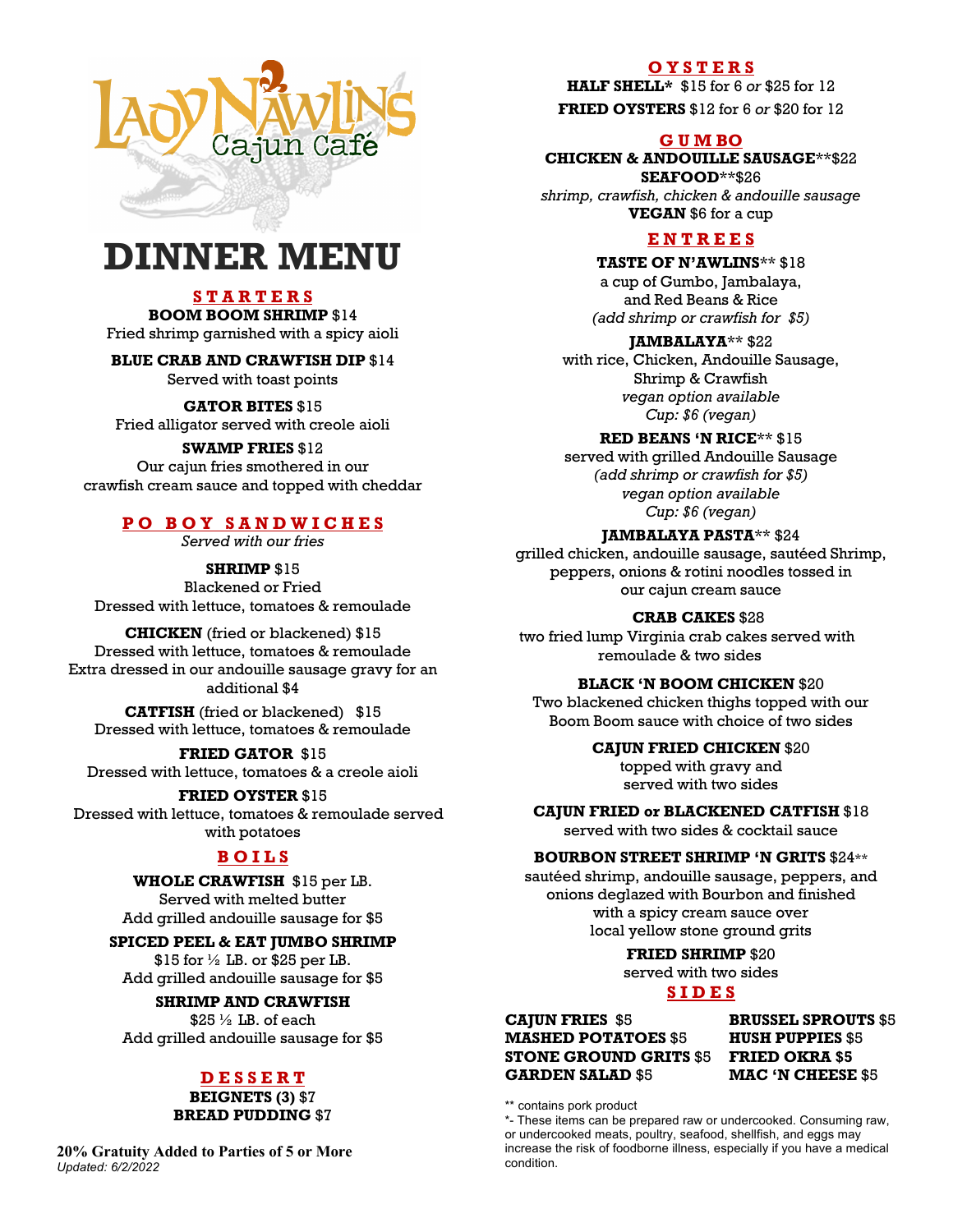Lady N'awlins Cajun Café

# DINNER MENU

## STARTERS

**BOOM BOOM SHRIMP** $14
Fried shrimp garnished with a spicy aioli

**BLUE CRAB AND CRAWFISH DIP** $14
Served with toast points

**GATOR BITES** $15
Fried alligator served with creole aioli

**SWAMP FRIES** $12
Our cajun fries smothered in our crawfish cream sauce and topped with cheddar

## PO BOY SANDWICHES

*Served with our fries*

**SHRIMP** $15
Blackened or Fried
Dressed with lettuce, tomatoes & remoulade

**CHICKEN** (fried or blackened) $15
Dressed with lettuce, tomatoes & remoulade
Extra dressed in our andouille sausage gravy for an additional $4

**CATFISH** (fried or blackened) $15
Dressed with lettuce, tomatoes & remoulade

**FRIED GATOR** $15
Dressed with lettuce, tomatoes & a creole aioli

**FRIED OYSTER** $15
Dressed with lettuce, tomatoes & remoulade served with potatoes

## BOILS

**WHOLE CRAWFISH** $15 per LB.
Served with melted butter
Add grilled andouille sausage for $5

**SPICED PEEL & EAT JUMBO SHRIMP**
$15 for ½ LB. or $25 per LB.
Add grilled andouille sausage for $5

**SHRIMP AND CRAWFISH**
$25 ½ LB. of each
Add grilled andouille sausage for $5

## DESSERT

**BEIGNETS (3)** $7
**BREAD PUDDING** $7

**20% Gratuity Added to Parties of 5 or More**
*Updated: 6/2/2022*

## OYSTERS

**HALF SHELL*** $15 for 6 *or* $25 for 12
**FRIED OYSTERS** $12 for 6 *or* $20 for 12

## GUMBO

**CHICKEN & ANDOUILLE SAUSAGE****$22
**SEAFOOD****$26
*shrimp, crawfish, chicken & andouille sausage*
**VEGAN** $6 for a cup

## ENTREES

**TASTE OF N'AWLINS**** $18
a cup of Gumbo, Jambalaya, and Red Beans & Rice
*(add shrimp or crawfish for $5)*

**JAMBALAYA**** $22
with rice, Chicken, Andouille Sausage, Shrimp & Crawfish
*vegan option available*
*Cup: $6 (vegan)*

**RED BEANS 'N RICE**** $15
served with grilled Andouille Sausage
*(add shrimp or crawfish for $5)*
*vegan option available*
*Cup: $6 (vegan)*

**JAMBALAYA PASTA**** $24
grilled chicken, andouille sausage, sautéed Shrimp, peppers, onions & rotini noodles tossed in our cajun cream sauce

**CRAB CAKES** $28
two fried lump Virginia crab cakes served with remoulade & two sides

**BLACK 'N BOOM CHICKEN** $20
Two blackened chicken thighs topped with our Boom Boom sauce with choice of two sides

**CAJUN FRIED CHICKEN** $20
topped with gravy and served with two sides

**CAJUN FRIED or BLACKENED CATFISH** $18
served with two sides & cocktail sauce

**BOURBON STREET SHRIMP 'N GRITS** $24**
sautéed shrimp, andouille sausage, peppers, and onions deglazed with Bourbon and finished with a spicy cream sauce over local yellow stone ground grits

**FRIED SHRIMP** $20
served with two sides

## SIDES

**CAJUN FRIES** $5
**MASHED POTATOES** $5
**STONE GROUND GRITS** $5
**GARDEN SALAD** $5
**BRUSSEL SPROUTS** $5
**HUSH PUPPIES** $5
**FRIED OKRA $5**
**MAC 'N CHEESE** $5

** contains pork product

*- These items can be prepared raw or undercooked. Consuming raw, or undercooked meats, poultry, seafood, shellfish, and eggs may increase the risk of foodborne illness, especially if you have a medical condition.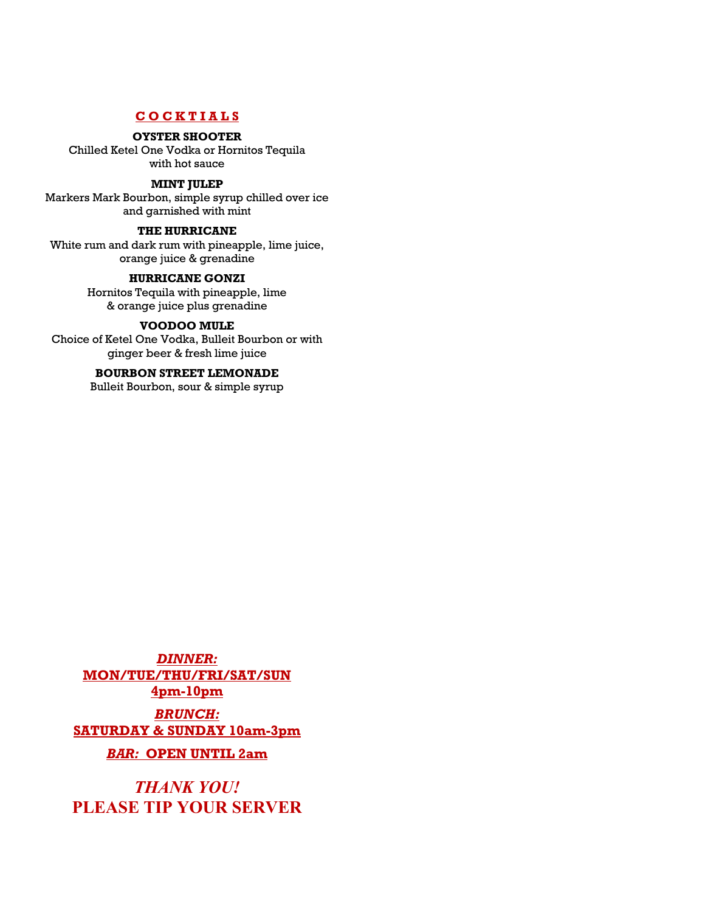## C O C K T I A L S

**OYSTER SHOOTER**
Chilled Ketel One Vodka or Hornitos Tequila with hot sauce

**MINT JULEP**
Markers Mark Bourbon, simple syrup chilled over ice and garnished with mint

**THE HURRICANE**
White rum and dark rum with pineapple, lime juice, orange juice & grenadine

**HURRICANE GONZI**
Hornitos Tequila with pineapple, lime & orange juice plus grenadine

**VOODOO MULE**
Choice of Ketel One Vodka, Bulleit Bourbon or with ginger beer & fresh lime juice

**BOURBON STREET LEMONADE**
Bulleit Bourbon, sour & simple syrup

***DINNER:***
**MON/TUE/THU/FRI/SAT/SUN**
**4pm-10pm**

***BRUNCH:***
**SATURDAY & SUNDAY 10am-3pm**

***BAR:*** **OPEN UNTIL 2am**

***THANK YOU!***
**PLEASE TIP YOUR SERVER**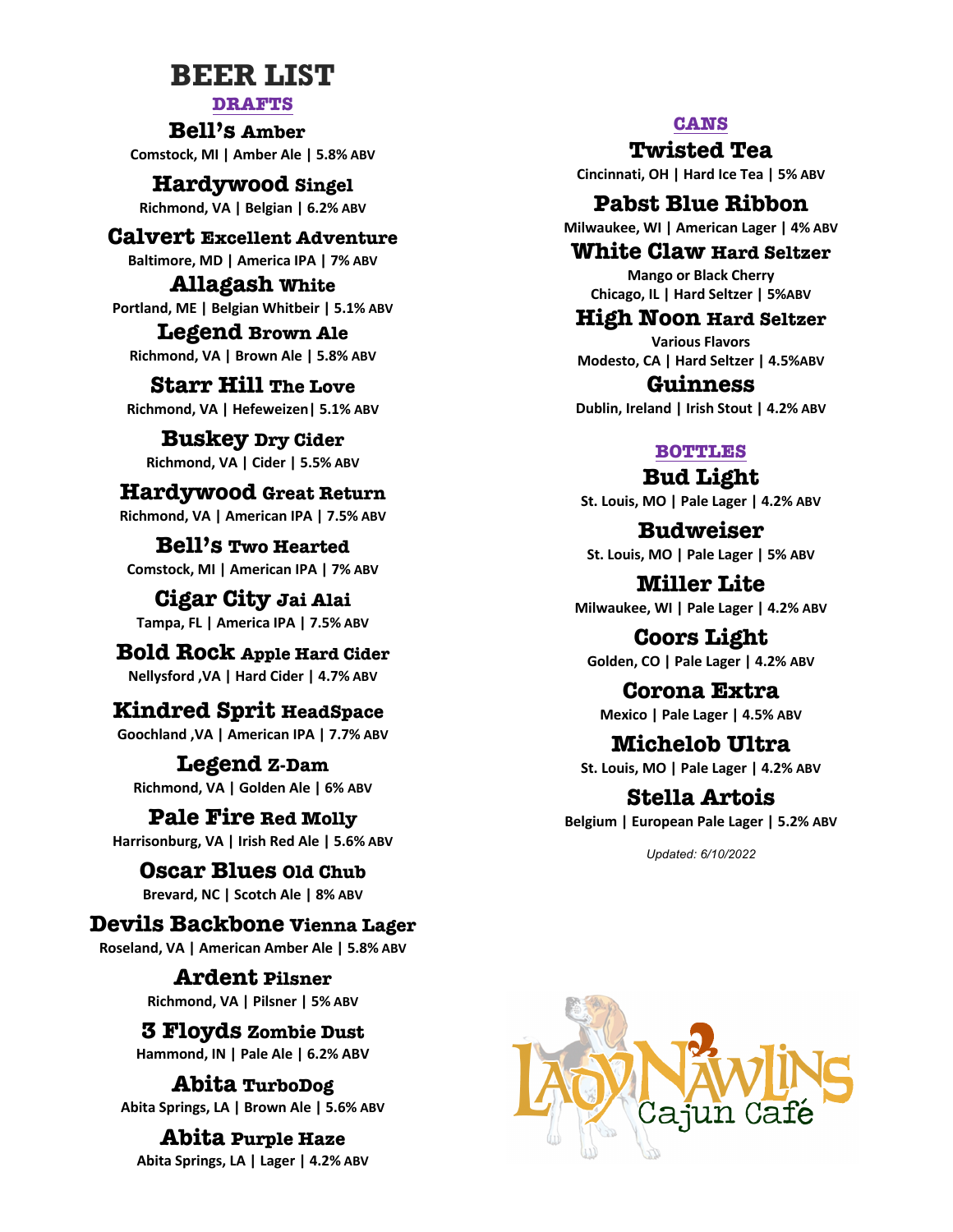# BEER LIST

## DRAFTS

**Bell's Amber**
Comstock, MI | Amber Ale | 5.8% ABV

**Hardywood Singel**
Richmond, VA | Belgian | 6.2% ABV

**Calvert Excellent Adventure**
Baltimore, MD | America IPA | 7% ABV

**Allagash White**
Portland, ME | Belgian Whitbeir | 5.1% ABV

**Legend Brown Ale**
Richmond, VA | Brown Ale | 5.8% ABV

**Starr Hill The Love**
Richmond, VA | Hefeweizen| 5.1% ABV

**Buskey Dry Cider**
Richmond, VA | Cider | 5.5% ABV

**Hardywood Great Return**
Richmond, VA | American IPA | 7.5% ABV

**Bell's Two Hearted**
Comstock, MI | American IPA | 7% ABV

**Cigar City Jai Alai**
Tampa, FL | America IPA | 7.5% ABV

**Bold Rock Apple Hard Cider**
Nellysford ,VA | Hard Cider | 4.7% ABV

**Kindred Sprit HeadSpace**
Goochland ,VA | American IPA | 7.7% ABV

**Legend Z-Dam**
Richmond, VA | Golden Ale | 6% ABV

**Pale Fire Red Molly**
Harrisonburg, VA | Irish Red Ale | 5.6% ABV

**Oscar Blues Old Chub**
Brevard, NC | Scotch Ale | 8% ABV

**Devils Backbone Vienna Lager**
Roseland, VA | American Amber Ale | 5.8% ABV

**Ardent Pilsner**
Richmond, VA | Pilsner | 5% ABV

**3 Floyds Zombie Dust**
Hammond, IN | Pale Ale | 6.2% ABV

**Abita TurboDog**
Abita Springs, LA | Brown Ale | 5.6% ABV

**Abita Purple Haze**
Abita Springs, LA | Lager | 4.2% ABV

## CANS

**Twisted Tea**
Cincinnati, OH | Hard Ice Tea | 5% ABV

**Pabst Blue Ribbon**
Milwaukee, WI | American Lager | 4% ABV

**White Claw Hard Seltzer**
Mango or Black Cherry
Chicago, IL | Hard Seltzer | 5%ABV

**High Noon Hard Seltzer**
Various Flavors
Modesto, CA | Hard Seltzer | 4.5%ABV

**Guinness**
Dublin, Ireland | Irish Stout | 4.2% ABV

## BOTTLES

**Bud Light**
St. Louis, MO | Pale Lager | 4.2% ABV

**Budweiser**
St. Louis, MO | Pale Lager | 5% ABV

**Miller Lite**
Milwaukee, WI | Pale Lager | 4.2% ABV

**Coors Light**
Golden, CO | Pale Lager | 4.2% ABV

**Corona Extra**
Mexico | Pale Lager | 4.5% ABV

**Michelob Ultra**
St. Louis, MO | Pale Lager | 4.2% ABV

**Stella Artois**
Belgium | European Pale Lager | 5.2% ABV

*Updated: 6/10/2022*

LadyNawlins Cajun Café